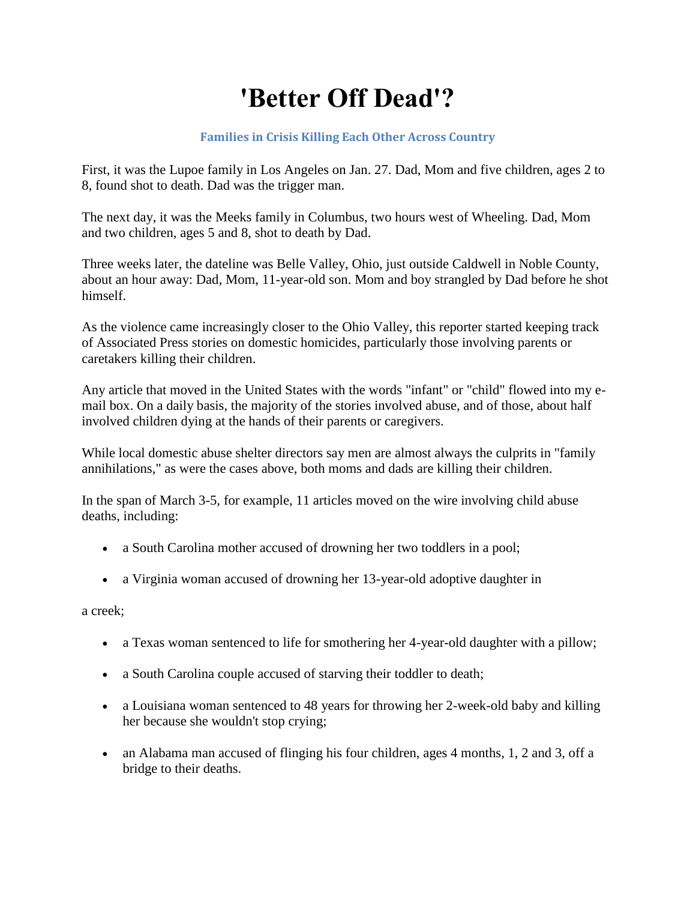# 'Better Off Dead'?

**Families in Crisis Killing Each Other Across Country**

First, it was the Lupoe family in Los Angeles on Jan. 27. Dad, Mom and five children, ages 2 to 8, found shot to death. Dad was the trigger man.

The next day, it was the Meeks family in Columbus, two hours west of Wheeling. Dad, Mom and two children, ages 5 and 8, shot to death by Dad.

Three weeks later, the dateline was Belle Valley, Ohio, just outside Caldwell in Noble County, about an hour away: Dad, Mom, 11-year-old son. Mom and boy strangled by Dad before he shot himself.

As the violence came increasingly closer to the Ohio Valley, this reporter started keeping track of Associated Press stories on domestic homicides, particularly those involving parents or caretakers killing their children.

Any article that moved in the United States with the words "infant" or "child" flowed into my e-mail box. On a daily basis, the majority of the stories involved abuse, and of those, about half involved children dying at the hands of their parents or caregivers.

While local domestic abuse shelter directors say men are almost always the culprits in "family annihilations," as were the cases above, both moms and dads are killing their children.

In the span of March 3-5, for example, 11 articles moved on the wire involving child abuse deaths, including:

- a South Carolina mother accused of drowning her two toddlers in a pool;
- a Virginia woman accused of drowning her 13-year-old adoptive daughter in a creek;
- a Texas woman sentenced to life for smothering her 4-year-old daughter with a pillow;
- a South Carolina couple accused of starving their toddler to death;
- a Louisiana woman sentenced to 48 years for throwing her 2-week-old baby and killing her because she wouldn't stop crying;
- an Alabama man accused of flinging his four children, ages 4 months, 1, 2 and 3, off a bridge to their deaths.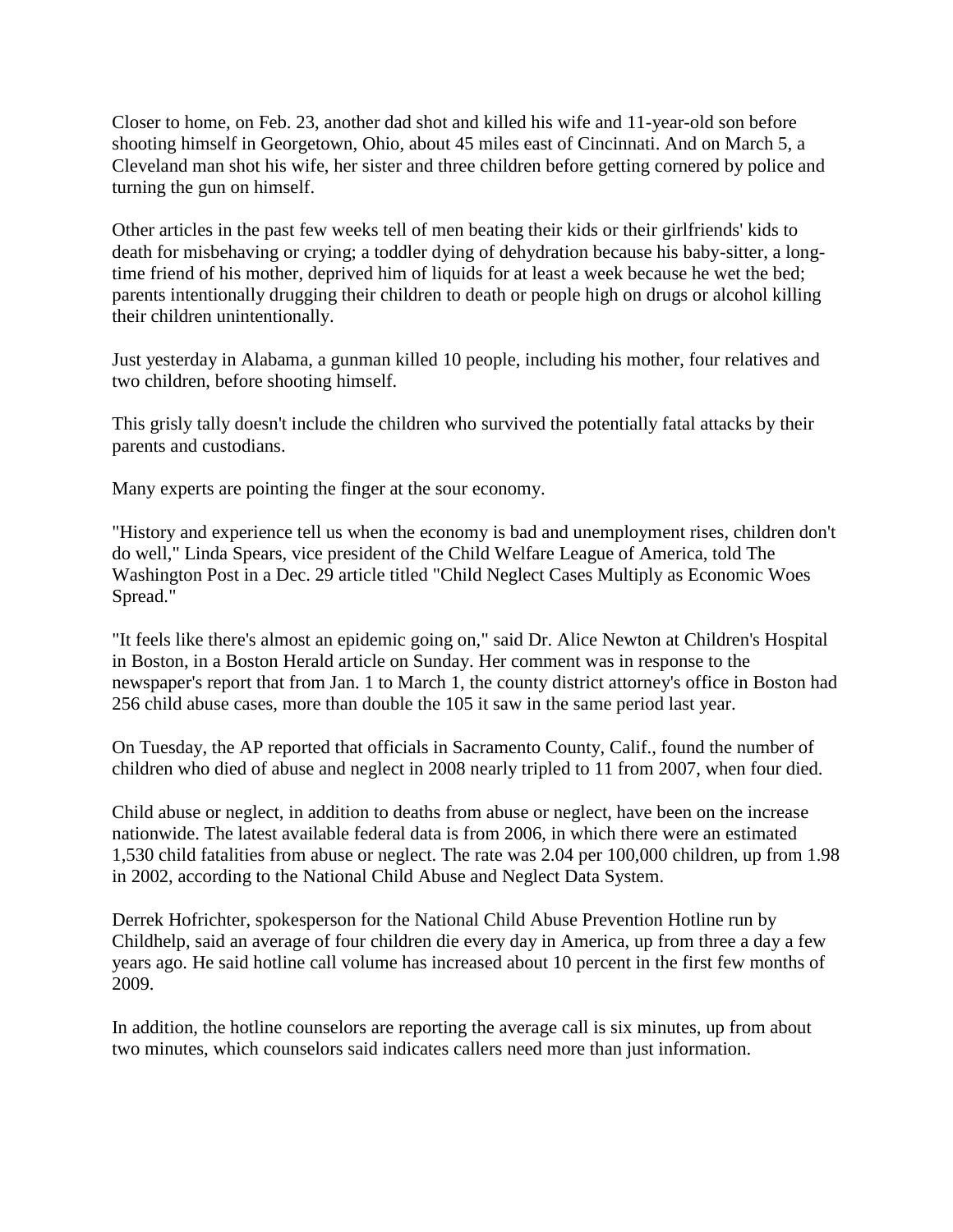Closer to home, on Feb. 23, another dad shot and killed his wife and 11-year-old son before shooting himself in Georgetown, Ohio, about 45 miles east of Cincinnati. And on March 5, a Cleveland man shot his wife, her sister and three children before getting cornered by police and turning the gun on himself.

Other articles in the past few weeks tell of men beating their kids or their girlfriends' kids to death for misbehaving or crying; a toddler dying of dehydration because his baby-sitter, a long-time friend of his mother, deprived him of liquids for at least a week because he wet the bed; parents intentionally drugging their children to death or people high on drugs or alcohol killing their children unintentionally.

Just yesterday in Alabama, a gunman killed 10 people, including his mother, four relatives and two children, before shooting himself.

This grisly tally doesn't include the children who survived the potentially fatal attacks by their parents and custodians.

Many experts are pointing the finger at the sour economy.

"History and experience tell us when the economy is bad and unemployment rises, children don't do well," Linda Spears, vice president of the Child Welfare League of America, told The Washington Post in a Dec. 29 article titled "Child Neglect Cases Multiply as Economic Woes Spread."

"It feels like there's almost an epidemic going on," said Dr. Alice Newton at Children's Hospital in Boston, in a Boston Herald article on Sunday. Her comment was in response to the newspaper's report that from Jan. 1 to March 1, the county district attorney's office in Boston had 256 child abuse cases, more than double the 105 it saw in the same period last year.

On Tuesday, the AP reported that officials in Sacramento County, Calif., found the number of children who died of abuse and neglect in 2008 nearly tripled to 11 from 2007, when four died.

Child abuse or neglect, in addition to deaths from abuse or neglect, have been on the increase nationwide. The latest available federal data is from 2006, in which there were an estimated 1,530 child fatalities from abuse or neglect. The rate was 2.04 per 100,000 children, up from 1.98 in 2002, according to the National Child Abuse and Neglect Data System.

Derrek Hofrichter, spokesperson for the National Child Abuse Prevention Hotline run by Childhelp, said an average of four children die every day in America, up from three a day a few years ago. He said hotline call volume has increased about 10 percent in the first few months of 2009.

In addition, the hotline counselors are reporting the average call is six minutes, up from about two minutes, which counselors said indicates callers need more than just information.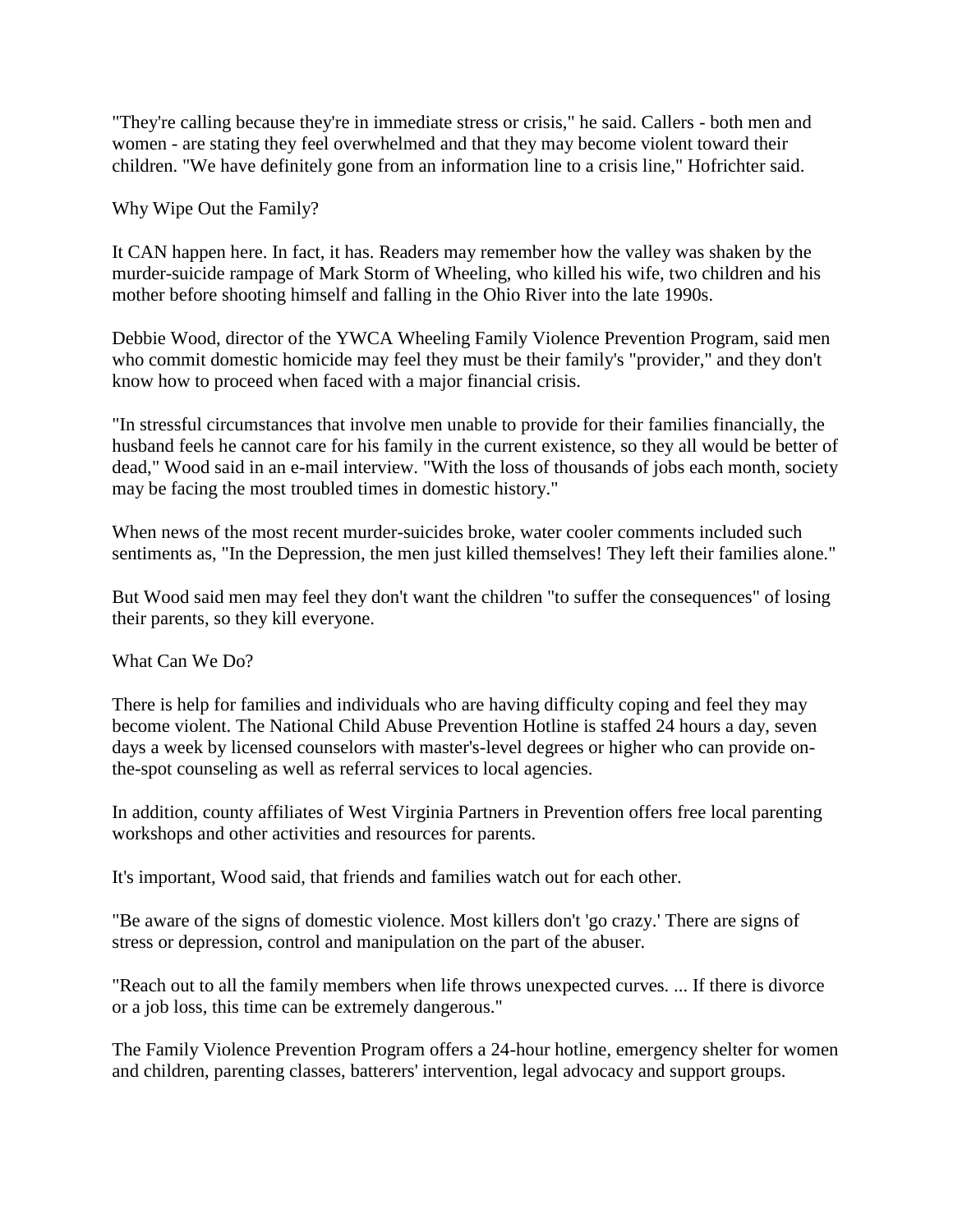"They're calling because they're in immediate stress or crisis," he said. Callers - both men and women - are stating they feel overwhelmed and that they may become violent toward their children. "We have definitely gone from an information line to a crisis line," Hofrichter said.

## Why Wipe Out the Family?

It CAN happen here. In fact, it has. Readers may remember how the valley was shaken by the murder-suicide rampage of Mark Storm of Wheeling, who killed his wife, two children and his mother before shooting himself and falling in the Ohio River into the late 1990s.

Debbie Wood, director of the YWCA Wheeling Family Violence Prevention Program, said men who commit domestic homicide may feel they must be their family's "provider," and they don't know how to proceed when faced with a major financial crisis.

"In stressful circumstances that involve men unable to provide for their families financially, the husband feels he cannot care for his family in the current existence, so they all would be better of dead," Wood said in an e-mail interview. "With the loss of thousands of jobs each month, society may be facing the most troubled times in domestic history."

When news of the most recent murder-suicides broke, water cooler comments included such sentiments as, "In the Depression, the men just killed themselves! They left their families alone."

But Wood said men may feel they don't want the children "to suffer the consequences" of losing their parents, so they kill everyone.

## What Can We Do?

There is help for families and individuals who are having difficulty coping and feel they may become violent. The National Child Abuse Prevention Hotline is staffed 24 hours a day, seven days a week by licensed counselors with master's-level degrees or higher who can provide on-the-spot counseling as well as referral services to local agencies.

In addition, county affiliates of West Virginia Partners in Prevention offers free local parenting workshops and other activities and resources for parents.

It's important, Wood said, that friends and families watch out for each other.

"Be aware of the signs of domestic violence. Most killers don't 'go crazy.' There are signs of stress or depression, control and manipulation on the part of the abuser.

"Reach out to all the family members when life throws unexpected curves. ... If there is divorce or a job loss, this time can be extremely dangerous."

The Family Violence Prevention Program offers a 24-hour hotline, emergency shelter for women and children, parenting classes, batterers' intervention, legal advocacy and support groups.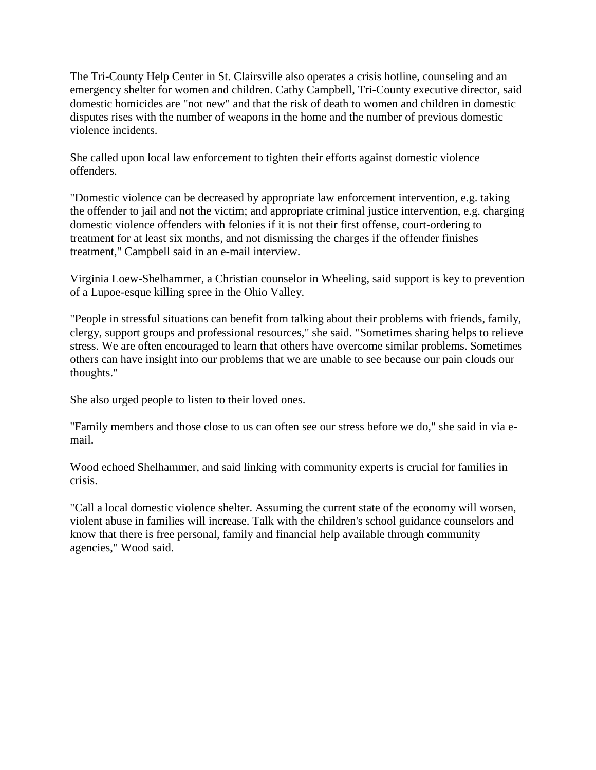The Tri-County Help Center in St. Clairsville also operates a crisis hotline, counseling and an emergency shelter for women and children. Cathy Campbell, Tri-County executive director, said domestic homicides are "not new" and that the risk of death to women and children in domestic disputes rises with the number of weapons in the home and the number of previous domestic violence incidents.

She called upon local law enforcement to tighten their efforts against domestic violence offenders.

"Domestic violence can be decreased by appropriate law enforcement intervention, e.g. taking the offender to jail and not the victim; and appropriate criminal justice intervention, e.g. charging domestic violence offenders with felonies if it is not their first offense, court-ordering to treatment for at least six months, and not dismissing the charges if the offender finishes treatment," Campbell said in an e-mail interview.

Virginia Loew-Shelhammer, a Christian counselor in Wheeling, said support is key to prevention of a Lupoe-esque killing spree in the Ohio Valley.

"People in stressful situations can benefit from talking about their problems with friends, family, clergy, support groups and professional resources," she said. "Sometimes sharing helps to relieve stress. We are often encouraged to learn that others have overcome similar problems. Sometimes others can have insight into our problems that we are unable to see because our pain clouds our thoughts."

She also urged people to listen to their loved ones.

"Family members and those close to us can often see our stress before we do," she said in via e-mail.

Wood echoed Shelhammer, and said linking with community experts is crucial for families in crisis.

"Call a local domestic violence shelter. Assuming the current state of the economy will worsen, violent abuse in families will increase. Talk with the children's school guidance counselors and know that there is free personal, family and financial help available through community agencies," Wood said.